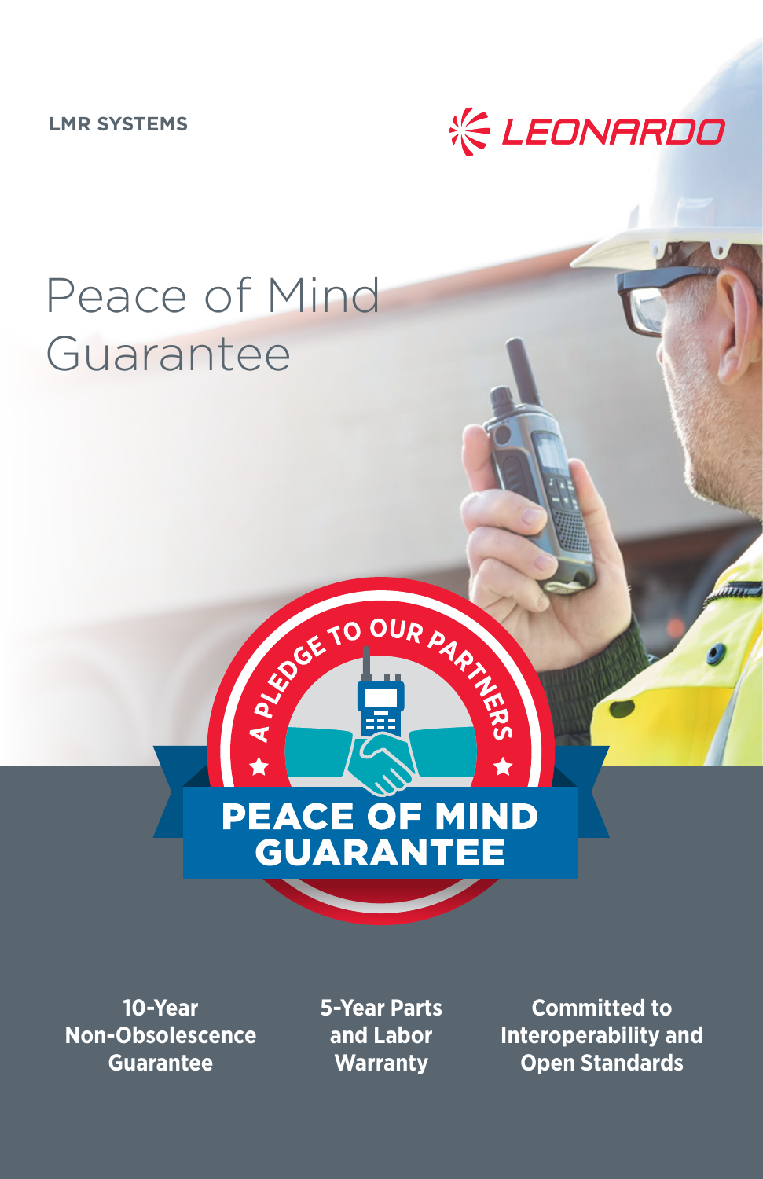LMR SYSTEMS

LEONARDO

# Peace of Mind Guarantee

A PLEDGE TO OUR PARTNERS

PEACE OF MIND GUARANTEE

**10-Year Non-Obsolescence Guarantee**

**5-Year Parts and Labor Warranty**

**Committed to Interoperability and Open Standards**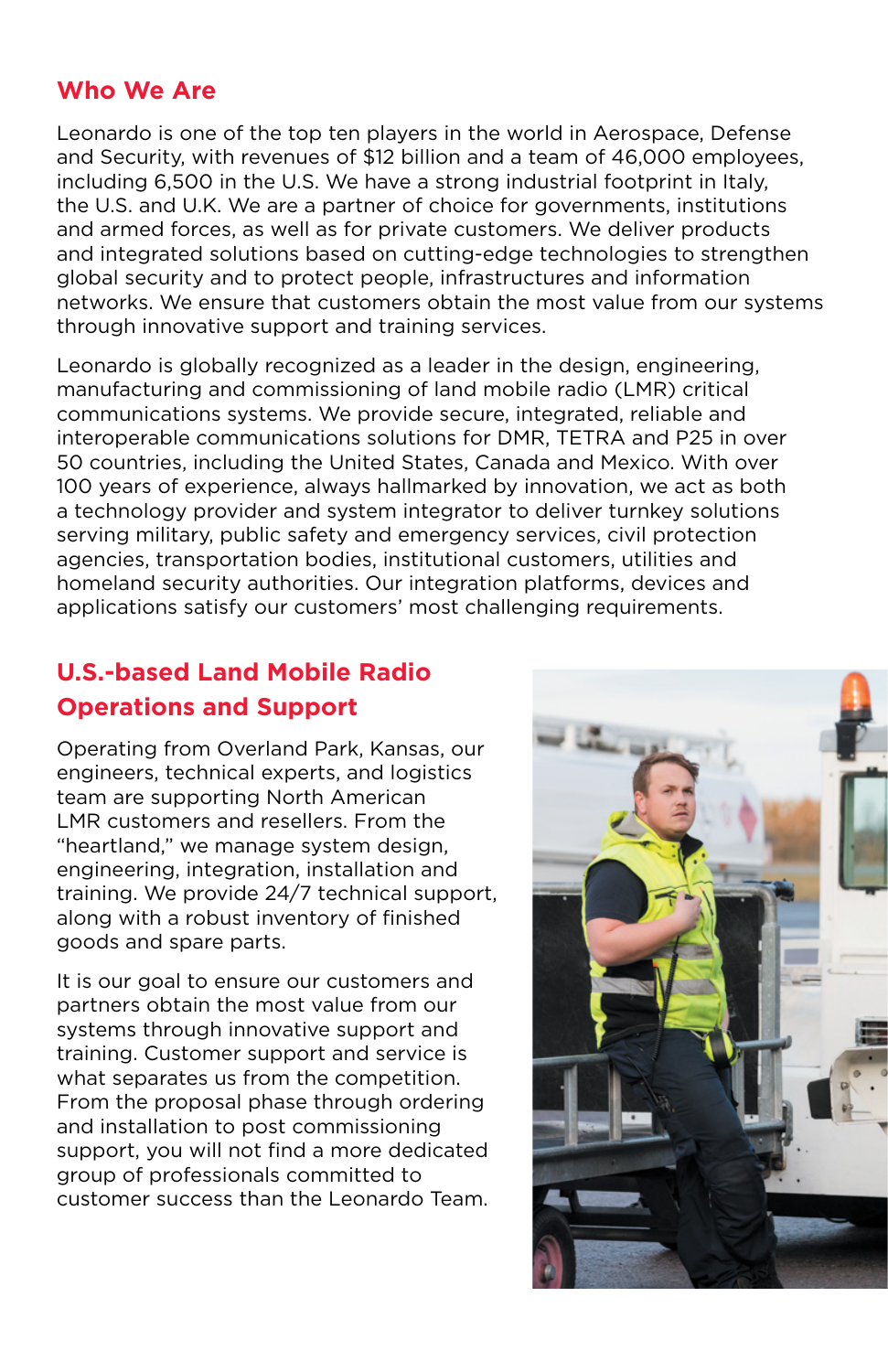## Who We Are

Leonardo is one of the top ten players in the world in Aerospace, Defense and Security, with revenues of $12 billion and a team of 46,000 employees, including 6,500 in the U.S. We have a strong industrial footprint in Italy, the U.S. and U.K. We are a partner of choice for governments, institutions and armed forces, as well as for private customers. We deliver products and integrated solutions based on cutting-edge technologies to strengthen global security and to protect people, infrastructures and information networks. We ensure that customers obtain the most value from our systems through innovative support and training services.

Leonardo is globally recognized as a leader in the design, engineering, manufacturing and commissioning of land mobile radio (LMR) critical communications systems. We provide secure, integrated, reliable and interoperable communications solutions for DMR, TETRA and P25 in over 50 countries, including the United States, Canada and Mexico. With over 100 years of experience, always hallmarked by innovation, we act as both a technology provider and system integrator to deliver turnkey solutions serving military, public safety and emergency services, civil protection agencies, transportation bodies, institutional customers, utilities and homeland security authorities. Our integration platforms, devices and applications satisfy our customers' most challenging requirements.

## U.S.-based Land Mobile Radio Operations and Support

Operating from Overland Park, Kansas, our engineers, technical experts, and logistics team are supporting North American LMR customers and resellers. From the "heartland," we manage system design, engineering, integration, installation and training. We provide 24/7 technical support, along with a robust inventory of finished goods and spare parts.

It is our goal to ensure our customers and partners obtain the most value from our systems through innovative support and training. Customer support and service is what separates us from the competition. From the proposal phase through ordering and installation to post commissioning support, you will not find a more dedicated group of professionals committed to customer success than the Leonardo Team.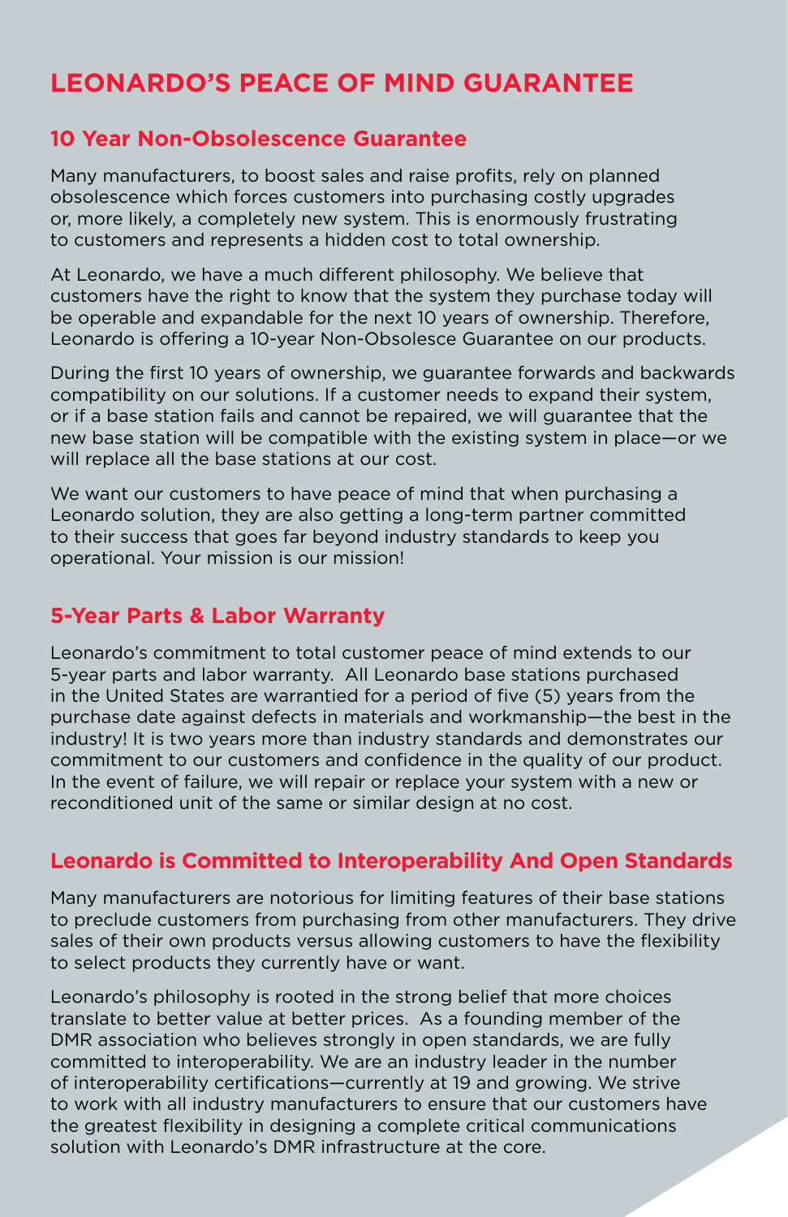# LEONARDO'S PEACE OF MIND GUARANTEE

## 10 Year Non-Obsolescence Guarantee

Many manufacturers, to boost sales and raise profits, rely on planned obsolescence which forces customers into purchasing costly upgrades or, more likely, a completely new system. This is enormously frustrating to customers and represents a hidden cost to total ownership.

At Leonardo, we have a much different philosophy. We believe that customers have the right to know that the system they purchase today will be operable and expandable for the next 10 years of ownership. Therefore, Leonardo is offering a 10-year Non-Obsolesce Guarantee on our products.

During the first 10 years of ownership, we guarantee forwards and backwards compatibility on our solutions. If a customer needs to expand their system, or if a base station fails and cannot be repaired, we will guarantee that the new base station will be compatible with the existing system in place—or we will replace all the base stations at our cost.

We want our customers to have peace of mind that when purchasing a Leonardo solution, they are also getting a long-term partner committed to their success that goes far beyond industry standards to keep you operational. Your mission is our mission!

## 5-Year Parts & Labor Warranty

Leonardo's commitment to total customer peace of mind extends to our 5-year parts and labor warranty. All Leonardo base stations purchased in the United States are warrantied for a period of five (5) years from the purchase date against defects in materials and workmanship—the best in the industry! It is two years more than industry standards and demonstrates our commitment to our customers and confidence in the quality of our product. In the event of failure, we will repair or replace your system with a new or reconditioned unit of the same or similar design at no cost.

## Leonardo is Committed to Interoperability And Open Standards

Many manufacturers are notorious for limiting features of their base stations to preclude customers from purchasing from other manufacturers. They drive sales of their own products versus allowing customers to have the flexibility to select products they currently have or want.

Leonardo's philosophy is rooted in the strong belief that more choices translate to better value at better prices. As a founding member of the DMR association who believes strongly in open standards, we are fully committed to interoperability. We are an industry leader in the number of interoperability certifications—currently at 19 and growing. We strive to work with all industry manufacturers to ensure that our customers have the greatest flexibility in designing a complete critical communications solution with Leonardo's DMR infrastructure at the core.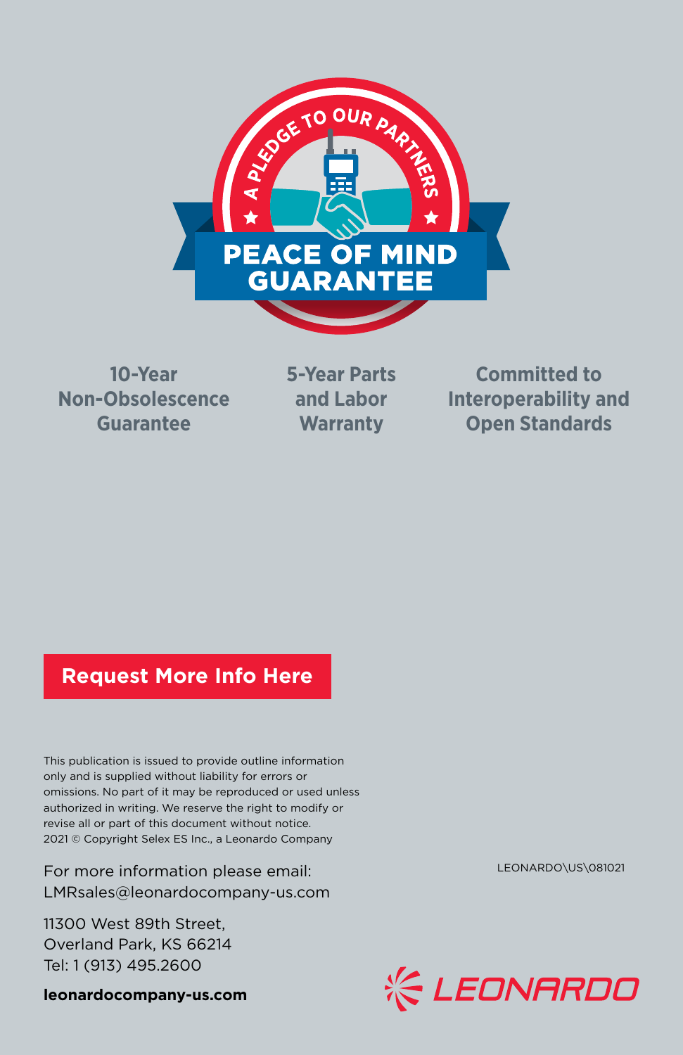A PLEDGE TO OUR PARTNERS

# PEACE OF MIND GUARANTEE

**10-Year Non-Obsolescence Guarantee**

**5-Year Parts and Labor Warranty**

**Committed to Interoperability and Open Standards**

**Request More Info Here**

This publication is issued to provide outline information only and is supplied without liability for errors or omissions. No part of it may be reproduced or used unless authorized in writing. We reserve the right to modify or revise all or part of this document without notice.
2021 © Copyright Selex ES Inc., a Leonardo Company

For more information please email:
LMRsales@leonardocompany-us.com

11300 West 89th Street,
Overland Park, KS 66214
Tel: 1 (913) 495.2600

**leonardocompany-us.com**

LEONARDO\US\081021

LEONARDO